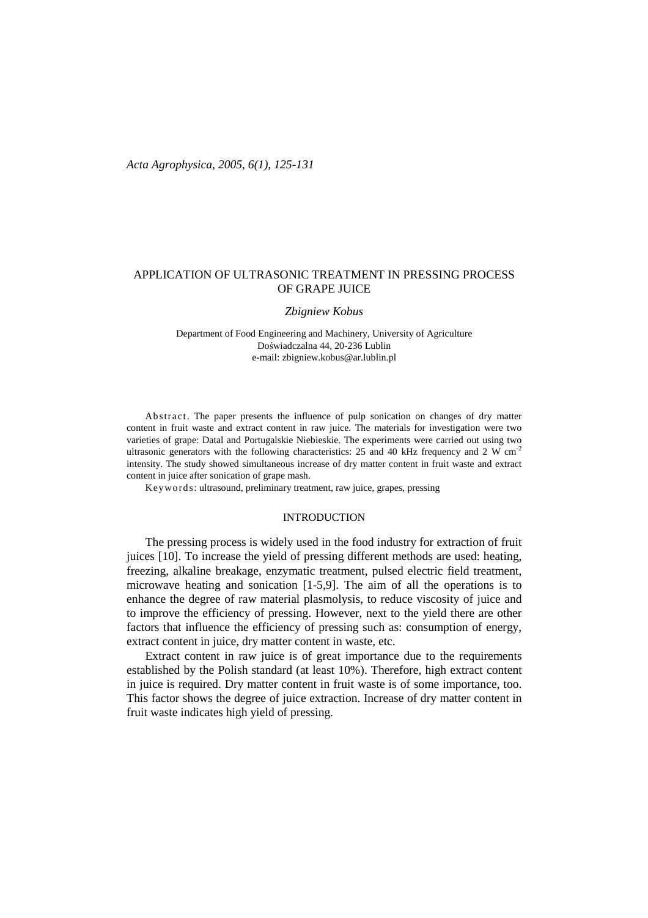# APPLICATION OF ULTRASONIC TREATMENT IN PRESSING PROCESS OF GRAPE JUICE

*Zbigniew Kobus*

Department of Food Engineering and Machinery, University of Agriculture
Doświadczalna 44, 20-236 Lublin
e-mail: zbigniew.kobus@ar.lublin.pl

Abstract. The paper presents the influence of pulp sonication on changes of dry matter content in fruit waste and extract content in raw juice. The materials for investigation were two varieties of grape: Datal and Portugalskie Niebieskie. The experiments were carried out using two ultrasonic generators with the following characteristics: 25 and 40 kHz frequency and 2 W $cm^{-2}$ intensity. The study showed simultaneous increase of dry matter content in fruit waste and extract content in juice after sonication of grape mash.

Keywords: ultrasound, preliminary treatment, raw juice, grapes, pressing

## INTRODUCTION

The pressing process is widely used in the food industry for extraction of fruit juices [10]. To increase the yield of pressing different methods are used: heating, freezing, alkaline breakage, enzymatic treatment, pulsed electric field treatment, microwave heating and sonication [1-5,9]. The aim of all the operations is to enhance the degree of raw material plasmolysis, to reduce viscosity of juice and to improve the efficiency of pressing. However, next to the yield there are other factors that influence the efficiency of pressing such as: consumption of energy, extract content in juice, dry matter content in waste, etc.

Extract content in raw juice is of great importance due to the requirements established by the Polish standard (at least 10%). Therefore, high extract content in juice is required. Dry matter content in fruit waste is of some importance, too. This factor shows the degree of juice extraction. Increase of dry matter content in fruit waste indicates high yield of pressing.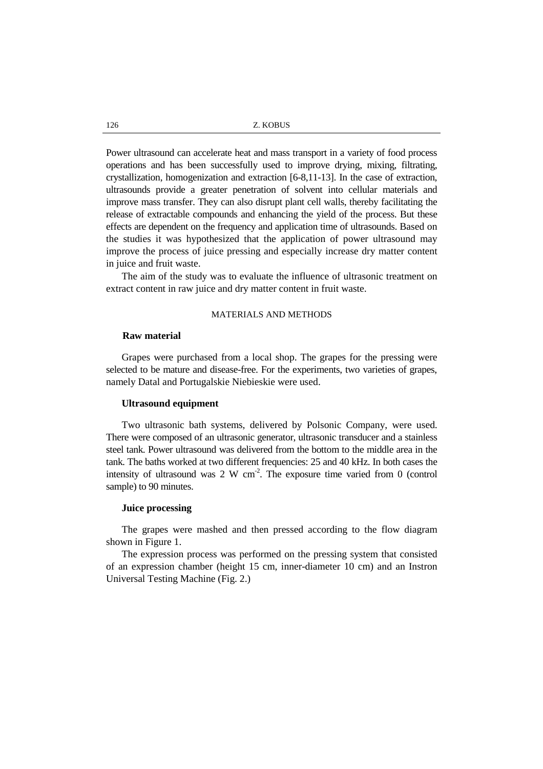Power ultrasound can accelerate heat and mass transport in a variety of food process operations and has been successfully used to improve drying, mixing, filtrating, crystallization, homogenization and extraction [6-8,11-13]. In the case of extraction, ultrasounds provide a greater penetration of solvent into cellular materials and improve mass transfer. They can also disrupt plant cell walls, thereby facilitating the release of extractable compounds and enhancing the yield of the process. But these effects are dependent on the frequency and application time of ultrasounds. Based on the studies it was hypothesized that the application of power ultrasound may improve the process of juice pressing and especially increase dry matter content in juice and fruit waste.

The aim of the study was to evaluate the influence of ultrasonic treatment on extract content in raw juice and dry matter content in fruit waste.

## MATERIALS AND METHODS

### Raw material

Grapes were purchased from a local shop. The grapes for the pressing were selected to be mature and disease-free. For the experiments, two varieties of grapes, namely Datal and Portugalskie Niebieskie were used.

### Ultrasound equipment

Two ultrasonic bath systems, delivered by Polsonic Company, were used. There were composed of an ultrasonic generator, ultrasonic transducer and a stainless steel tank. Power ultrasound was delivered from the bottom to the middle area in the tank. The baths worked at two different frequencies: 25 and 40 kHz. In both cases the intensity of ultrasound was 2 W $cm^{-2}$. The exposure time varied from 0 (control sample) to 90 minutes.

### Juice processing

The grapes were mashed and then pressed according to the flow diagram shown in Figure 1.

The expression process was performed on the pressing system that consisted of an expression chamber (height 15 cm, inner-diameter 10 cm) and an Instron Universal Testing Machine (Fig. 2.)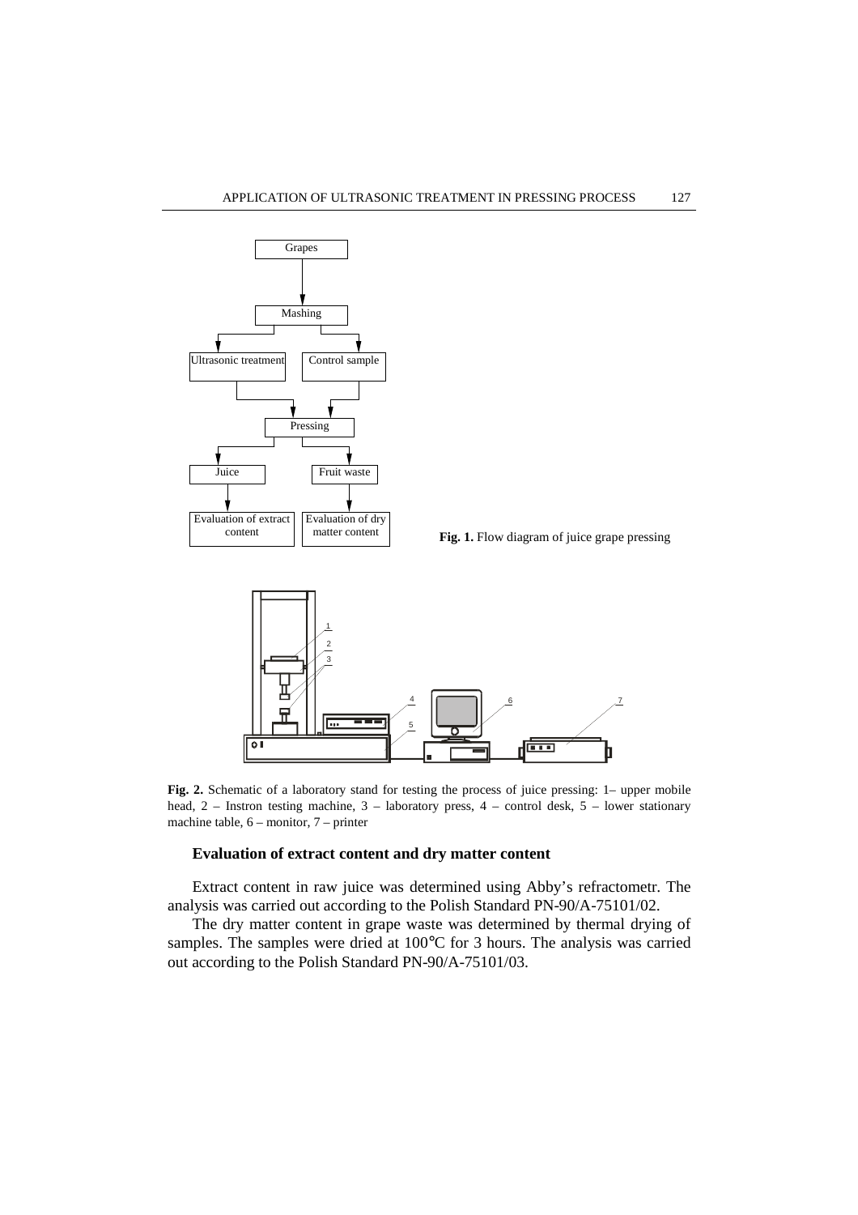**Fig. 1.** Flow diagram of juice grape pressing

**Fig. 2.** Schematic of a laboratory stand for testing the process of juice pressing: 1– upper mobile head, 2 – Instron testing machine, 3 – laboratory press, 4 – control desk, 5 – lower stationary machine table, 6 – monitor, 7 – printer

### Evaluation of extract content and dry matter content

Extract content in raw juice was determined using Abby's refractometr. The analysis was carried out according to the Polish Standard PN-90/A-75101/02.

The dry matter content in grape waste was determined by thermal drying of samples. The samples were dried at 100°C for 3 hours. The analysis was carried out according to the Polish Standard PN-90/A-75101/03.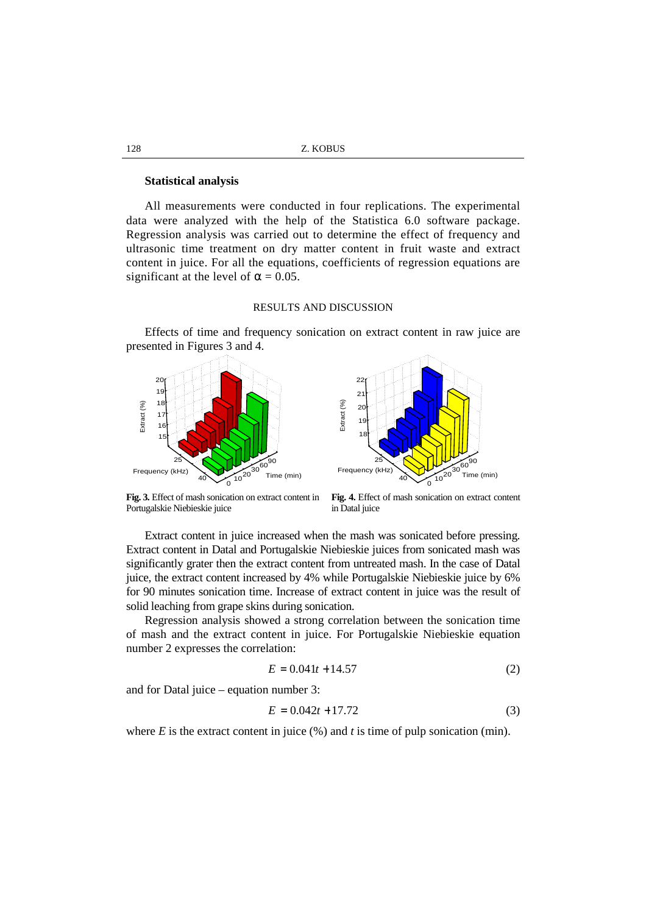**Statistical analysis**

All measurements were conducted in four replications. The experimental data were analyzed with the help of the Statistica 6.0 software package. Regression analysis was carried out to determine the effect of frequency and ultrasonic time treatment on dry matter content in fruit waste and extract content in juice. For all the equations, coefficients of regression equations are significant at the level of $\alpha = 0.05$.

## RESULTS AND DISCUSSION

Effects of time and frequency sonication on extract content in raw juice are presented in Figures 3 and 4.

**Fig. 3.** Effect of mash sonication on extract content in Portugalskie Niebieskie juice

**Fig. 4.** Effect of mash sonication on extract content in Datal juice

Extract content in juice increased when the mash was sonicated before pressing. Extract content in Datal and Portugalskie Niebieskie juices from sonicated mash was significantly grater then the extract content from untreated mash. In the case of Datal juice, the extract content increased by 4% while Portugalskie Niebieskie juice by 6% for 90 minutes sonication time. Increase of extract content in juice was the result of solid leaching from grape skins during sonication.

Regression analysis showed a strong correlation between the sonication time of mash and the extract content in juice. For Portugalskie Niebieskie equation number 2 expresses the correlation:

$$E = 0.041t + 14.57 \tag{2}$$

and for Datal juice – equation number 3:

$$E = 0.042t + 17.72 \tag{3}$$

where $E$ is the extract content in juice (%) and $t$ is time of pulp sonication (min).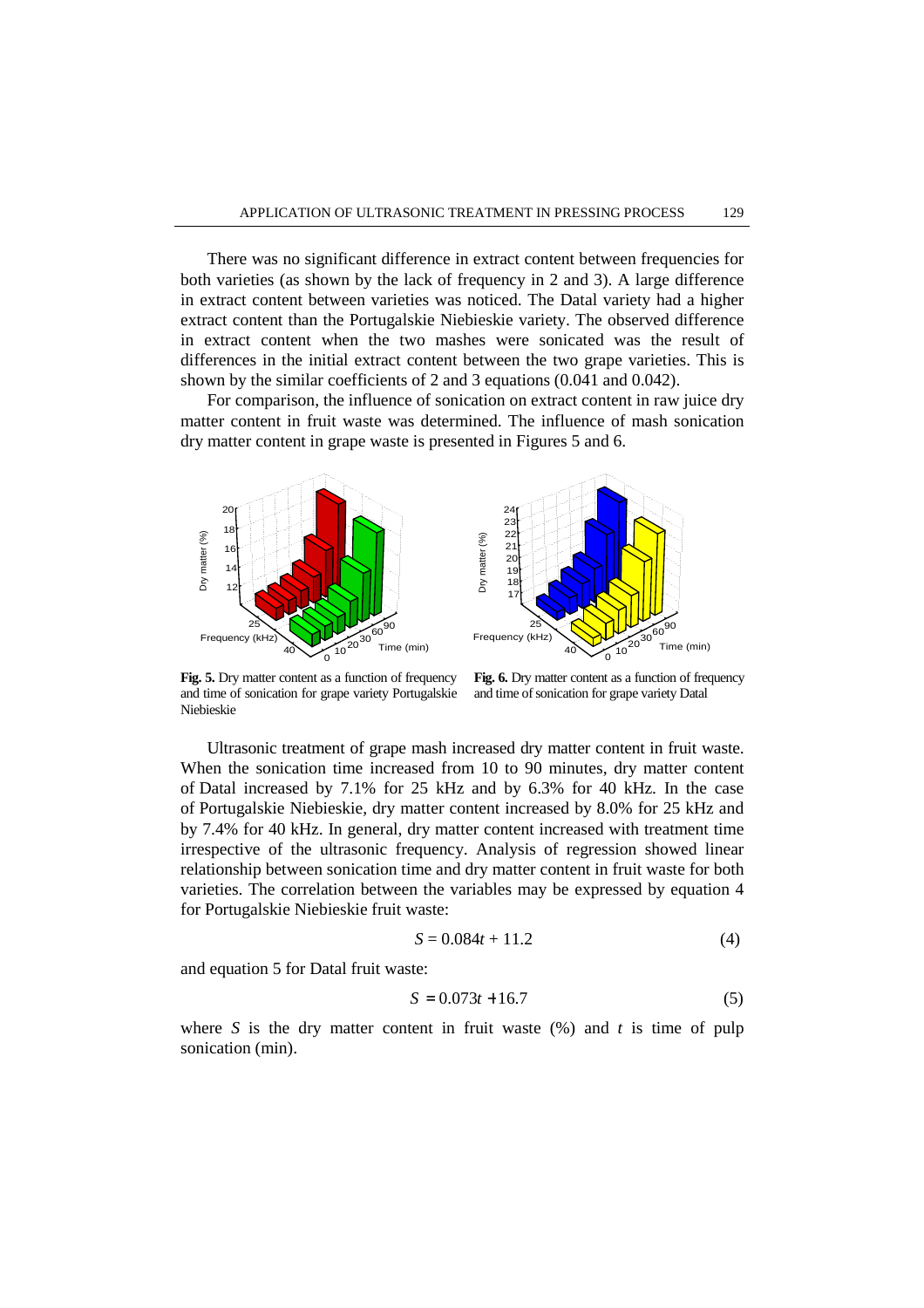There was no significant difference in extract content between frequencies for both varieties (as shown by the lack of frequency in 2 and 3). A large difference in extract content between varieties was noticed. The Datal variety had a higher extract content than the Portugalskie Niebieskie variety. The observed difference in extract content when the two mashes were sonicated was the result of differences in the initial extract content between the two grape varieties. This is shown by the similar coefficients of 2 and 3 equations (0.041 and 0.042).

For comparison, the influence of sonication on extract content in raw juice dry matter content in fruit waste was determined. The influence of mash sonication dry matter content in grape waste is presented in Figures 5 and 6.

**Fig. 5.** Dry matter content as a function of frequency and time of sonication for grape variety Portugalskie Niebieskie

**Fig. 6.** Dry matter content as a function of frequency and time of sonication for grape variety Datal

Ultrasonic treatment of grape mash increased dry matter content in fruit waste. When the sonication time increased from 10 to 90 minutes, dry matter content of Datal increased by 7.1% for 25 kHz and by 6.3% for 40 kHz. In the case of Portugalskie Niebieskie, dry matter content increased by 8.0% for 25 kHz and by 7.4% for 40 kHz. In general, dry matter content increased with treatment time irrespective of the ultrasonic frequency. Analysis of regression showed linear relationship between sonication time and dry matter content in fruit waste for both varieties. The correlation between the variables may be expressed by equation 4 for Portugalskie Niebieskie fruit waste:

$$S = 0.084t + 11.2 \tag{4}$$

and equation 5 for Datal fruit waste:

$$S = 0.073t + 16.7 \tag{5}$$

where $S$ is the dry matter content in fruit waste (%) and $t$ is time of pulp sonication (min).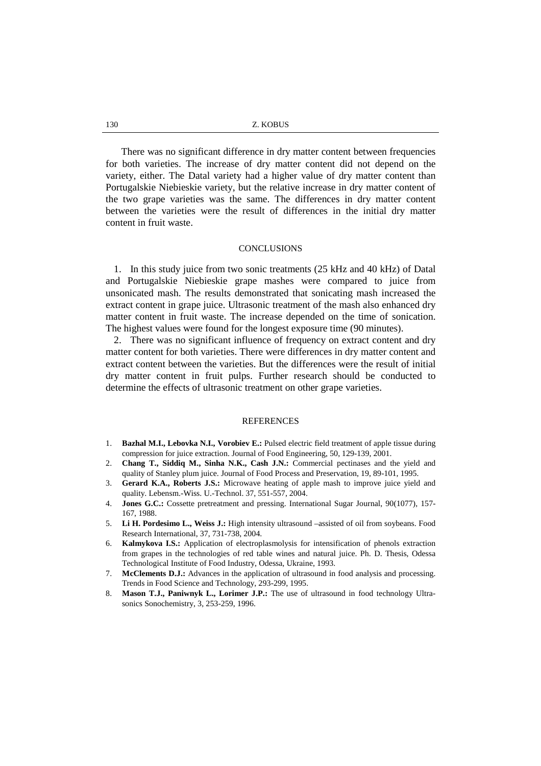There was no significant difference in dry matter content between frequencies for both varieties. The increase of dry matter content did not depend on the variety, either. The Datal variety had a higher value of dry matter content than Portugalskie Niebieskie variety, but the relative increase in dry matter content of the two grape varieties was the same. The differences in dry matter content between the varieties were the result of differences in the initial dry matter content in fruit waste.

## CONCLUSIONS

1. In this study juice from two sonic treatments (25 kHz and 40 kHz) of Datal and Portugalskie Niebieskie grape mashes were compared to juice from unsonicated mash. The results demonstrated that sonicating mash increased the extract content in grape juice. Ultrasonic treatment of the mash also enhanced dry matter content in fruit waste. The increase depended on the time of sonication. The highest values were found for the longest exposure time (90 minutes).

2. There was no significant influence of frequency on extract content and dry matter content for both varieties. There were differences in dry matter content and extract content between the varieties. But the differences were the result of initial dry matter content in fruit pulps. Further research should be conducted to determine the effects of ultrasonic treatment on other grape varieties.

## REFERENCES

1. **Bazhal M.I., Lebovka N.I., Vorobiev E.:** Pulsed electric field treatment of apple tissue during compression for juice extraction. Journal of Food Engineering, 50, 129-139, 2001.
2. **Chang T., Siddiq M., Sinha N.K., Cash J.N.:** Commercial pectinases and the yield and quality of Stanley plum juice. Journal of Food Process and Preservation, 19, 89-101, 1995.
3. **Gerard K.A., Roberts J.S.:** Microwave heating of apple mash to improve juice yield and quality. Lebensm.-Wiss. U.-Technol. 37, 551-557, 2004.
4. **Jones G.C.:** Cossette pretreatment and pressing. International Sugar Journal, 90(1077), 157-167, 1988.
5. **Li H. Pordesimo L., Weiss J.:** High intensity ultrasound –assisted of oil from soybeans. Food Research International, 37, 731-738, 2004.
6. **Kalmykova I.S.:** Application of electroplasmolysis for intensification of phenols extraction from grapes in the technologies of red table wines and natural juice. Ph. D. Thesis, Odessa Technological Institute of Food Industry, Odessa, Ukraine, 1993.
7. **McClements D.J.:** Advances in the application of ultrasound in food analysis and processing. Trends in Food Science and Technology, 293-299, 1995.
8. **Mason T.J., Paniwnyk L., Lorimer J.P.:** The use of ultrasound in food technology Ultrasonics Sonochemistry, 3, 253-259, 1996.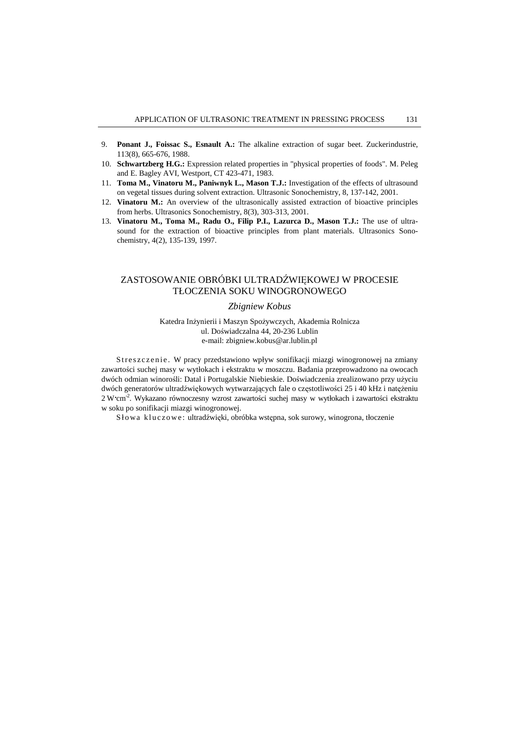9. **Ponant J., Foissac S., Esnault A.:** The alkaline extraction of sugar beet. Zuckerindustrie, 113(8), 665-676, 1988.
10. **Schwartzberg H.G.:** Expression related properties in "physical properties of foods". M. Peleg and E. Bagley AVI, Westport, CT 423-471, 1983.
11. **Toma M., Vinatoru M., Paniwnyk L., Mason T.J.:** Investigation of the effects of ultrasound on vegetal tissues during solvent extraction. Ultrasonic Sonochemistry, 8, 137-142, 2001.
12. **Vinatoru M.:** An overview of the ultrasonically assisted extraction of bioactive principles from herbs. Ultrasonics Sonochemistry, 8(3), 303-313, 2001.
13. **Vinatoru M., Toma M., Radu O., Filip P.I., Lazurca D., Mason T.J.:** The use of ultrasound for the extraction of bioactive principles from plant materials. Ultrasonics Sonochemistry, 4(2), 135-139, 1997.

# ZASTOSOWANIE OBRÓBKI ULTRADŹWIĘKOWEJ W PROCESIE TŁOCZENIA SOKU WINOGRONOWEGO

*Zbigniew Kobus*

Katedra Inżynierii i Maszyn Spożywczych, Akademia Rolnicza
ul. Doświadczalna 44, 20-236 Lublin
e-mail: zbigniew.kobus@ar.lublin.pl

Streszczenie. W pracy przedstawiono wpływ sonifikacji miazgi winogronowej na zmiany zawartości suchej masy w wytłokach i ekstraktu w moszczu. Badania przeprowadzono na owocach dwóch odmian winorośli: Datal i Portugalskie Niebieskie. Doświadczenia zrealizowano przy użyciu dwóch generatorów ultradźwiękowych wytwarzających fale o częstotliwości 25 i 40 kHz i natężeniu 2 $W \cdot cm^{-2}$. Wykazano równoczesny wzrost zawartości suchej masy w wytłokach i zawartości ekstraktu w soku po sonifikacji miazgi winogronowej.

Słowa kluczowe: ultradźwięki, obróbka wstępna, sok surowy, winogrona, tłoczenie